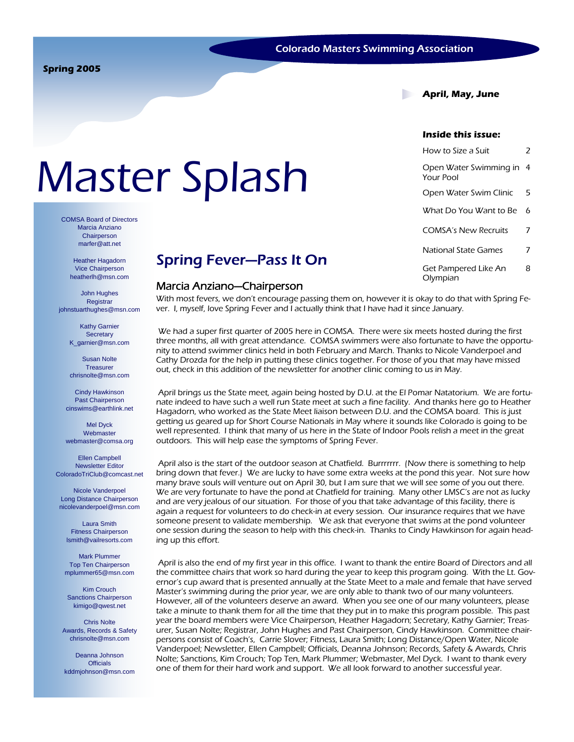Colorado Masters Swimming Association

**Spring 2005**

**April, May, June**

# Master Splash

**Inside this issue:**

| | |
|---|---|
| How to Size a Suit | 2 |
| Open Water Swimming in Your Pool | 4 |
| Open Water Swim Clinic | 5 |
| What Do You Want to Be | 6 |
| COMSA's New Recruits | 7 |
| National State Games | 7 |
| Get Pampered Like An Olympian | 8 |

COMSA Board of Directors
Marcia Anziano
Chairperson
marfer@att.net

Heather Hagadorn
Vice Chairperson
heatherlh@msn.com

John Hughes
Registrar
johnstuarthughes@msn.com

Kathy Garnier
Secretary
K_garnier@msn.com

Susan Nolte
Treasurer
chrisnolte@msn.com

Cindy Hawkinson
Past Chairperson
cinswims@earthlink.net

Mel Dyck
Webmaster
webmaster@comsa.org

Ellen Campbell
Newsletter Editor
ColoradoTriClub@comcast.net

Nicole Vanderpoel
Long Distance Chairperson
nicolevanderpoel@msn.com

Laura Smith
Fitness Chairperson
lsmith@vailresorts.com

Mark Plummer
Top Ten Chairperson
mplummer65@msn.com

Kim Crouch
Sanctions Chairperson
kimigo@qwest.net

Chris Nolte
Awards, Records & Safety
chrisnolte@msn.com

Deanna Johnson
Officials
kddmjohnson@msn.com

## Spring Fever—Pass It On

### Marcia Anziano—Chairperson

With most fevers, we don't encourage passing them on, however it is okay to do that with Spring Fever. I, myself, love Spring Fever and I actually think that I have had it since January.

We had a super first quarter of 2005 here in COMSA. There were six meets hosted during the first three months, all with great attendance. COMSA swimmers were also fortunate to have the opportunity to attend swimmer clinics held in both February and March. Thanks to Nicole Vanderpoel and Cathy Drozda for the help in putting these clinics together. For those of you that may have missed out, check in this addition of the newsletter for another clinic coming to us in May.

April brings us the State meet, again being hosted by D.U. at the El Pomar Natatorium. We are fortunate indeed to have such a well run State meet at such a fine facility. And thanks here go to Heather Hagadorn, who worked as the State Meet liaison between D.U. and the COMSA board. This is just getting us geared up for Short Course Nationals in May where it sounds like Colorado is going to be well represented. I think that many of us here in the State of Indoor Pools relish a meet in the great outdoors. This will help ease the symptoms of Spring Fever.

April also is the start of the outdoor season at Chatfield. Burrrrrrr. (Now there is something to help bring down that fever.) We are lucky to have some extra weeks at the pond this year. Not sure how many brave souls will venture out on April 30, but I am sure that we will see some of you out there. We are very fortunate to have the pond at Chatfield for training. Many other LMSC's are not as lucky and are very jealous of our situation. For those of you that take advantage of this facility, there is again a request for volunteers to do check-in at every session. Our insurance requires that we have someone present to validate membership. We ask that everyone that swims at the pond volunteer one session during the season to help with this check-in. Thanks to Cindy Hawkinson for again heading up this effort.

April is also the end of my first year in this office. I want to thank the entire Board of Directors and all the committee chairs that work so hard during the year to keep this program going. With the Lt. Governor's cup award that is presented annually at the State Meet to a male and female that have served Master's swimming during the prior year, we are only able to thank two of our many volunteers. However, all of the volunteers deserve an award. When you see one of our many volunteers, please take a minute to thank them for all the time that they put in to make this program possible. This past year the board members were Vice Chairperson, Heather Hagadorn; Secretary, Kathy Garnier; Treasurer, Susan Nolte; Registrar, John Hughes and Past Chairperson, Cindy Hawkinson. Committee chairpersons consist of Coach's, Carrie Slover; Fitness, Laura Smith; Long Distance/Open Water, Nicole Vanderpoel; Newsletter, Ellen Campbell; Officials, Deanna Johnson; Records, Safety & Awards, Chris Nolte; Sanctions, Kim Crouch; Top Ten, Mark Plummer; Webmaster, Mel Dyck. I want to thank every one of them for their hard work and support. We all look forward to another successful year.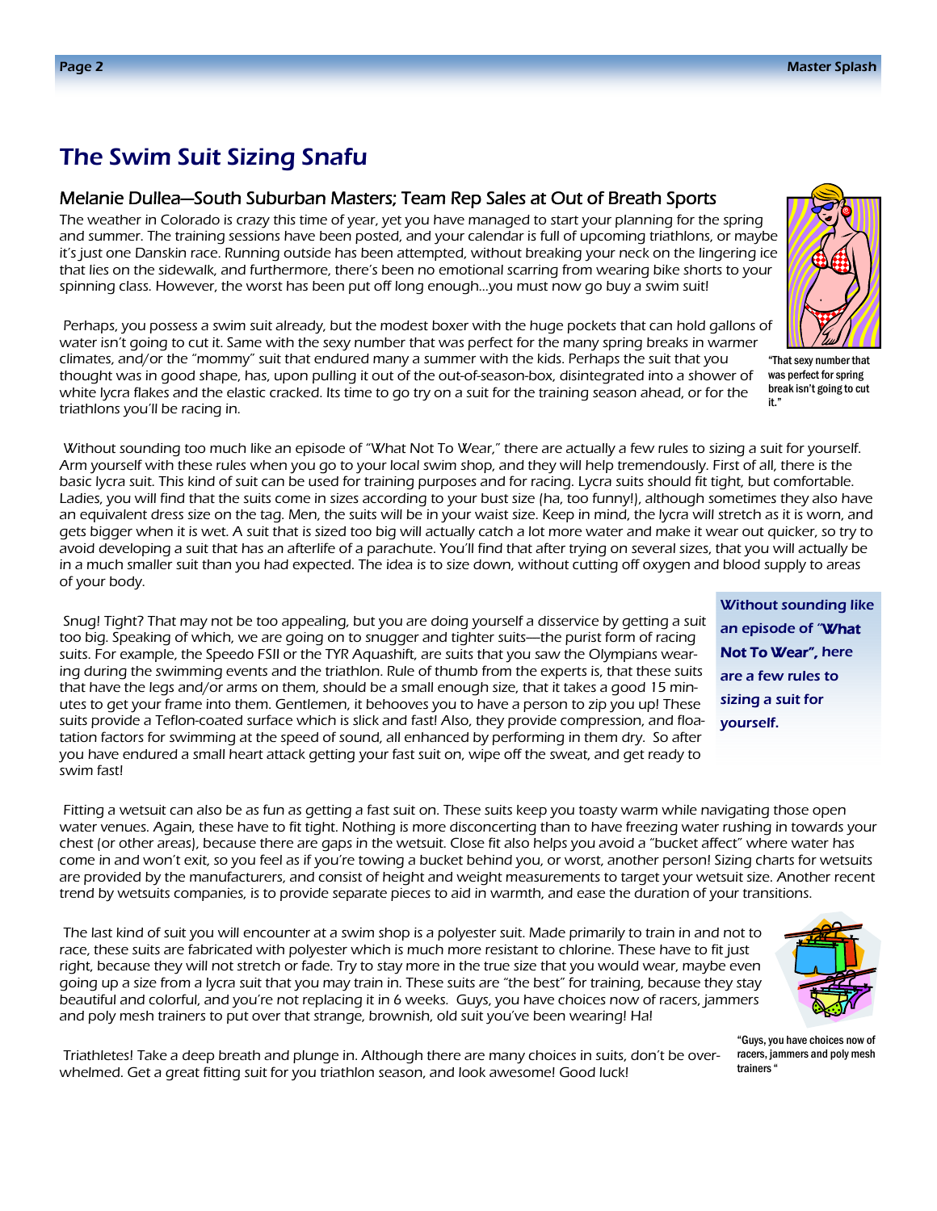# The Swim Suit Sizing Snafu

## Melanie Dullea—South Suburban Masters; Team Rep Sales at Out of Breath Sports

The weather in Colorado is crazy this time of year, yet you have managed to start your planning for the spring and summer. The training sessions have been posted, and your calendar is full of upcoming triathlons, or maybe it's just one Danskin race. Running outside has been attempted, without breaking your neck on the lingering ice that lies on the sidewalk, and furthermore, there's been no emotional scarring from wearing bike shorts to your spinning class. However, the worst has been put off long enough…you must now go buy a swim suit!

Perhaps, you possess a swim suit already, but the modest boxer with the huge pockets that can hold gallons of water isn't going to cut it. Same with the sexy number that was perfect for the many spring breaks in warmer climates, and/or the "mommy" suit that endured many a summer with the kids. Perhaps the suit that you thought was in good shape, has, upon pulling it out of the out-of-season-box, disintegrated into a shower of white lycra flakes and the elastic cracked. Its time to go try on a suit for the training season ahead, or for the triathlons you'll be racing in.

"That sexy number that was perfect for spring break isn't going to cut it."

Without sounding too much like an episode of "What Not To Wear," there are actually a few rules to sizing a suit for yourself. Arm yourself with these rules when you go to your local swim shop, and they will help tremendously. First of all, there is the basic lycra suit. This kind of suit can be used for training purposes and for racing. Lycra suits should fit tight, but comfortable. Ladies, you will find that the suits come in sizes according to your bust size (ha, too funny!), although sometimes they also have an equivalent dress size on the tag. Men, the suits will be in your waist size. Keep in mind, the lycra will stretch as it is worn, and gets bigger when it is wet. A suit that is sized too big will actually catch a lot more water and make it wear out quicker, so try to avoid developing a suit that has an afterlife of a parachute. You'll find that after trying on several sizes, that you will actually be in a much smaller suit than you had expected. The idea is to size down, without cutting off oxygen and blood supply to areas of your body.

Snug! Tight? That may not be too appealing, but you are doing yourself a disservice by getting a suit too big. Speaking of which, we are going on to snugger and tighter suits—the purist form of racing suits. For example, the Speedo FSII or the TYR Aquashift, are suits that you saw the Olympians wearing during the swimming events and the triathlon. Rule of thumb from the experts is, that these suits that have the legs and/or arms on them, should be a small enough size, that it takes a good 15 minutes to get your frame into them. Gentlemen, it behooves you to have a person to zip you up! These suits provide a Teflon-coated surface which is slick and fast! Also, they provide compression, and floatation factors for swimming at the speed of sound, all enhanced by performing in them dry. So after you have endured a small heart attack getting your fast suit on, wipe off the sweat, and get ready to swim fast!

**Without sounding like an episode of "What Not To Wear", here are a few rules to sizing a suit for yourself.**

Fitting a wetsuit can also be as fun as getting a fast suit on. These suits keep you toasty warm while navigating those open water venues. Again, these have to fit tight. Nothing is more disconcerting than to have freezing water rushing in towards your chest (or other areas), because there are gaps in the wetsuit. Close fit also helps you avoid a "bucket affect" where water has come in and won't exit, so you feel as if you're towing a bucket behind you, or worst, another person! Sizing charts for wetsuits are provided by the manufacturers, and consist of height and weight measurements to target your wetsuit size. Another recent trend by wetsuits companies, is to provide separate pieces to aid in warmth, and ease the duration of your transitions.

The last kind of suit you will encounter at a swim shop is a polyester suit. Made primarily to train in and not to race, these suits are fabricated with polyester which is much more resistant to chlorine. These have to fit just right, because they will not stretch or fade. Try to stay more in the true size that you would wear, maybe even going up a size from a lycra suit that you may train in. These suits are "the best" for training, because they stay beautiful and colorful, and you're not replacing it in 6 weeks. Guys, you have choices now of racers, jammers and poly mesh trainers to put over that strange, brownish, old suit you've been wearing! Ha!

"Guys, you have choices now of racers, jammers and poly mesh trainers "

Triathletes! Take a deep breath and plunge in. Although there are many choices in suits, don't be overwhelmed. Get a great fitting suit for you triathlon season, and look awesome! Good luck!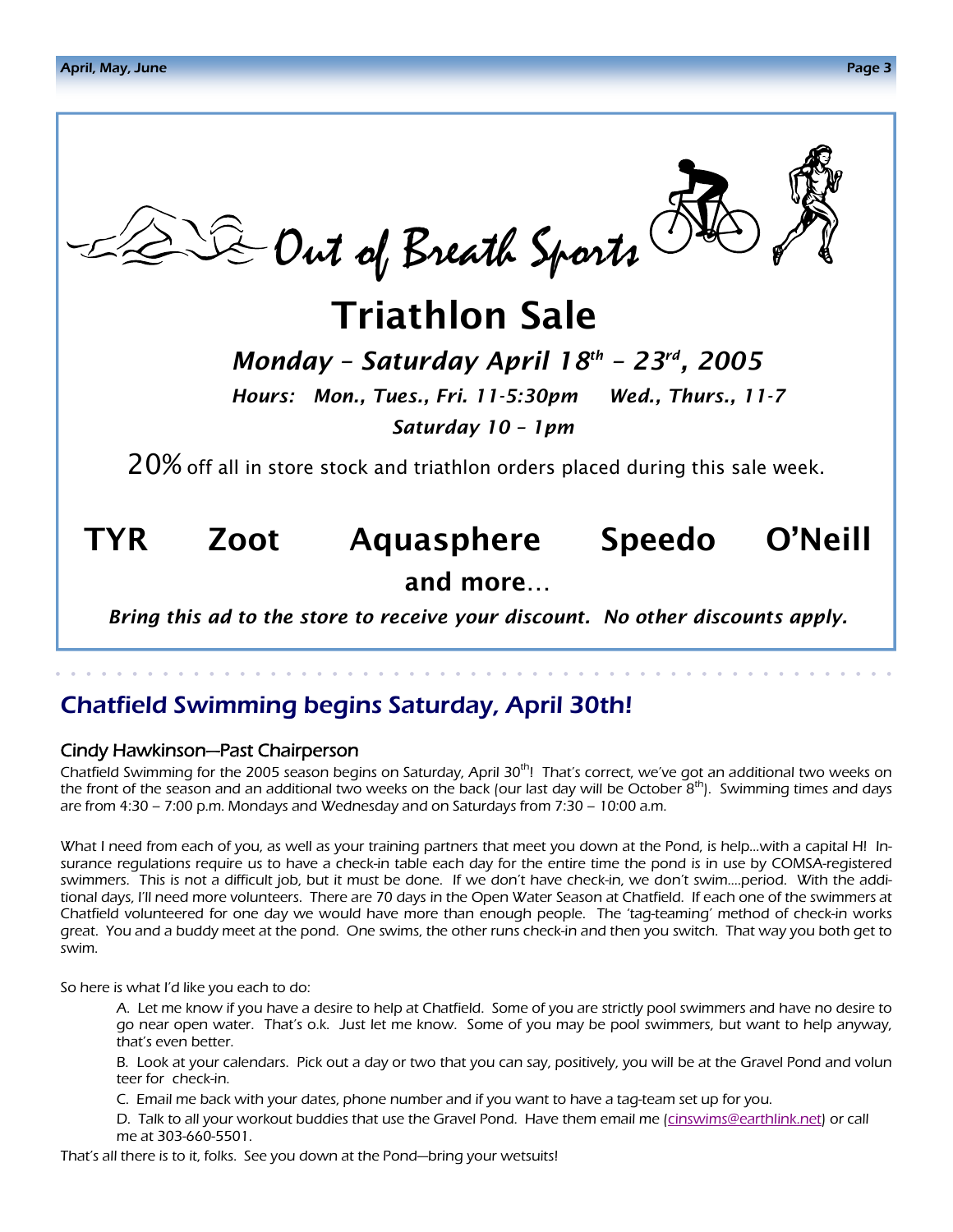Out of Breath Sports

# Triathlon Sale

***Monday – Saturday April 18th – 23rd, 2005***

***Hours: Mon., Tues., Fri. 11-5:30pm   Wed., Thurs., 11-7***

***Saturday 10 – 1pm***

20% off all in store stock and triathlon orders placed during this sale week.

**TYR   Zoot   Aquasphere   Speedo   O'Neill**

**and more…**

***Bring this ad to the store to receive your discount. No other discounts apply.***

## Chatfield Swimming begins Saturday, April 30th!

### Cindy Hawkinson—Past Chairperson

Chatfield Swimming for the 2005 season begins on Saturday, April 30th! That's correct, we've got an additional two weeks on the front of the season and an additional two weeks on the back (our last day will be October 8th). Swimming times and days are from 4:30 – 7:00 p.m. Mondays and Wednesday and on Saturdays from 7:30 – 10:00 a.m.

What I need from each of you, as well as your training partners that meet you down at the Pond, is help…with a capital H! Insurance regulations require us to have a check-in table each day for the entire time the pond is in use by COMSA-registered swimmers. This is not a difficult job, but it must be done. If we don't have check-in, we don't swim….period. With the additional days, I'll need more volunteers. There are 70 days in the Open Water Season at Chatfield. If each one of the swimmers at Chatfield volunteered for one day we would have more than enough people. The 'tag-teaming' method of check-in works great. You and a buddy meet at the pond. One swims, the other runs check-in and then you switch. That way you both get to swim.

So here is what I'd like you each to do:

A. Let me know if you have a desire to help at Chatfield. Some of you are strictly pool swimmers and have no desire to go near open water. That's o.k. Just let me know. Some of you may be pool swimmers, but want to help anyway, that's even better.

B. Look at your calendars. Pick out a day or two that you can say, positively, you will be at the Gravel Pond and volunteer for check-in.

C. Email me back with your dates, phone number and if you want to have a tag-team set up for you.

D. Talk to all your workout buddies that use the Gravel Pond. Have them email me (cinswims@earthlink.net) or call me at 303-660-5501.

That's all there is to it, folks. See you down at the Pond—bring your wetsuits!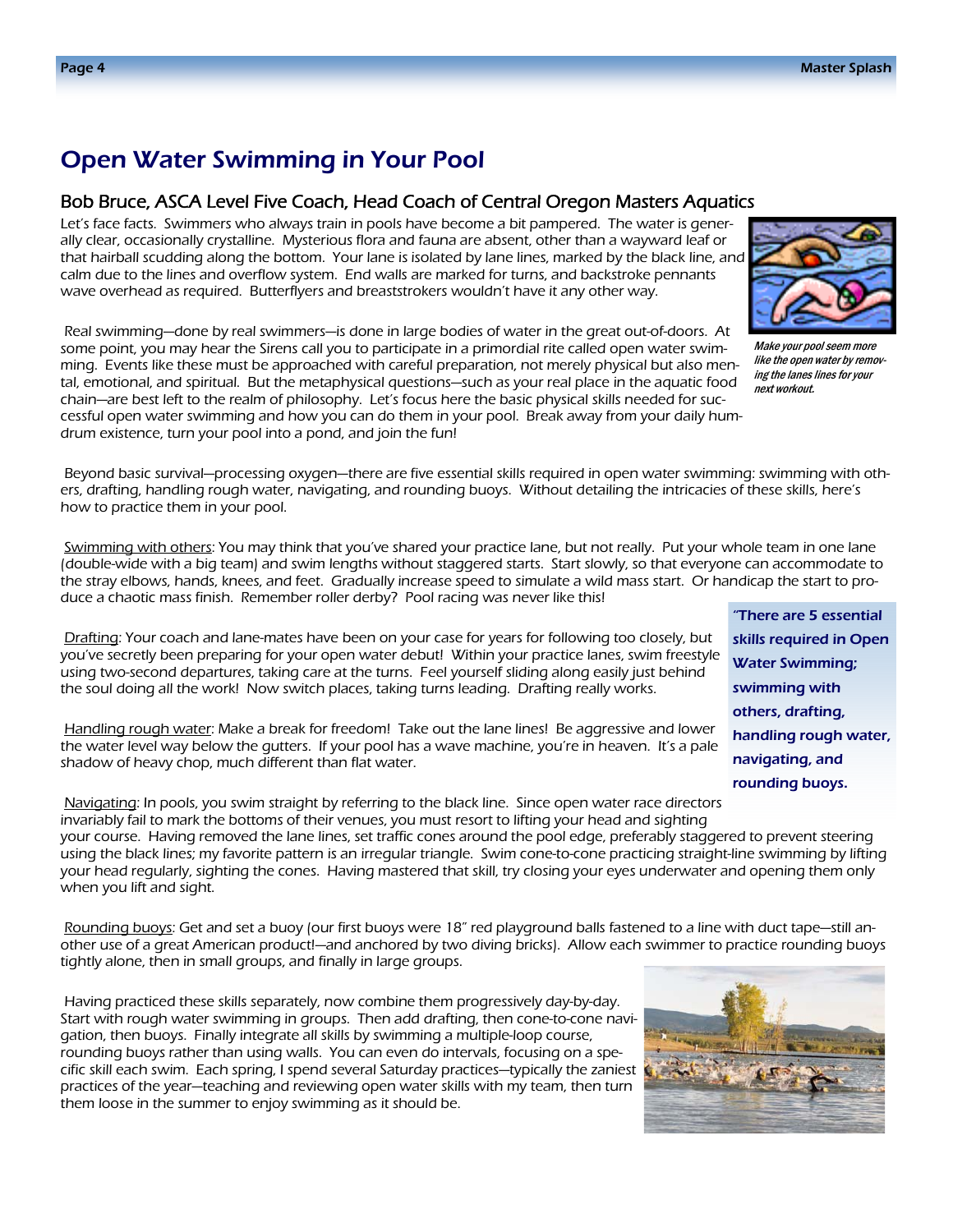# Open Water Swimming in Your Pool

## Bob Bruce, ASCA Level Five Coach, Head Coach of Central Oregon Masters Aquatics

Let's face facts. Swimmers who always train in pools have become a bit pampered. The water is generally clear, occasionally crystalline. Mysterious flora and fauna are absent, other than a wayward leaf or that hairball scudding along the bottom. Your lane is isolated by lane lines, marked by the black line, and calm due to the lines and overflow system. End walls are marked for turns, and backstroke pennants wave overhead as required. Butterflyers and breaststrokers wouldn't have it any other way.

*Make your pool seem more like the open water by removing the lanes lines for your next workout.*

Real swimming—done by real swimmers—is done in large bodies of water in the great out-of-doors. At some point, you may hear the Sirens call you to participate in a primordial rite called open water swimming. Events like these must be approached with careful preparation, not merely physical but also mental, emotional, and spiritual. But the metaphysical questions—such as your real place in the aquatic food chain—are best left to the realm of philosophy. Let's focus here the basic physical skills needed for successful open water swimming and how you can do them in your pool. Break away from your daily humdrum existence, turn your pool into a pond, and join the fun!

Beyond basic survival—processing oxygen—there are five essential skills required in open water swimming: swimming with others, drafting, handling rough water, navigating, and rounding buoys. Without detailing the intricacies of these skills, here's how to practice them in your pool.

Swimming with others: You may think that you've shared your practice lane, but not really. Put your whole team in one lane (double-wide with a big team) and swim lengths without staggered starts. Start slowly, so that everyone can accommodate to the stray elbows, hands, knees, and feet. Gradually increase speed to simulate a wild mass start. Or handicap the start to produce a chaotic mass finish. Remember roller derby? Pool racing was never like this!

**"There are 5 essential skills required in Open Water Swimming; swimming with others, drafting, handling rough water, navigating, and rounding buoys.**

Drafting: Your coach and lane-mates have been on your case for years for following too closely, but you've secretly been preparing for your open water debut! Within your practice lanes, swim freestyle using two-second departures, taking care at the turns. Feel yourself sliding along easily just behind the soul doing all the work! Now switch places, taking turns leading. Drafting really works.

Handling rough water: Make a break for freedom! Take out the lane lines! Be aggressive and lower the water level way below the gutters. If your pool has a wave machine, you're in heaven. It's a pale shadow of heavy chop, much different than flat water.

Navigating: In pools, you swim straight by referring to the black line. Since open water race directors invariably fail to mark the bottoms of their venues, you must resort to lifting your head and sighting your course. Having removed the lane lines, set traffic cones around the pool edge, preferably staggered to prevent steering using the black lines; my favorite pattern is an irregular triangle. Swim cone-to-cone practicing straight-line swimming by lifting your head regularly, sighting the cones. Having mastered that skill, try closing your eyes underwater and opening them only when you lift and sight.

Rounding buoys: Get and set a buoy (our first buoys were 18" red playground balls fastened to a line with duct tape—still another use of a great American product!—and anchored by two diving bricks). Allow each swimmer to practice rounding buoys tightly alone, then in small groups, and finally in large groups.

Having practiced these skills separately, now combine them progressively day-by-day. Start with rough water swimming in groups. Then add drafting, then cone-to-cone navigation, then buoys. Finally integrate all skills by swimming a multiple-loop course, rounding buoys rather than using walls. You can even do intervals, focusing on a specific skill each swim. Each spring, I spend several Saturday practices—typically the zaniest practices of the year—teaching and reviewing open water skills with my team, then turn them loose in the summer to enjoy swimming as it should be.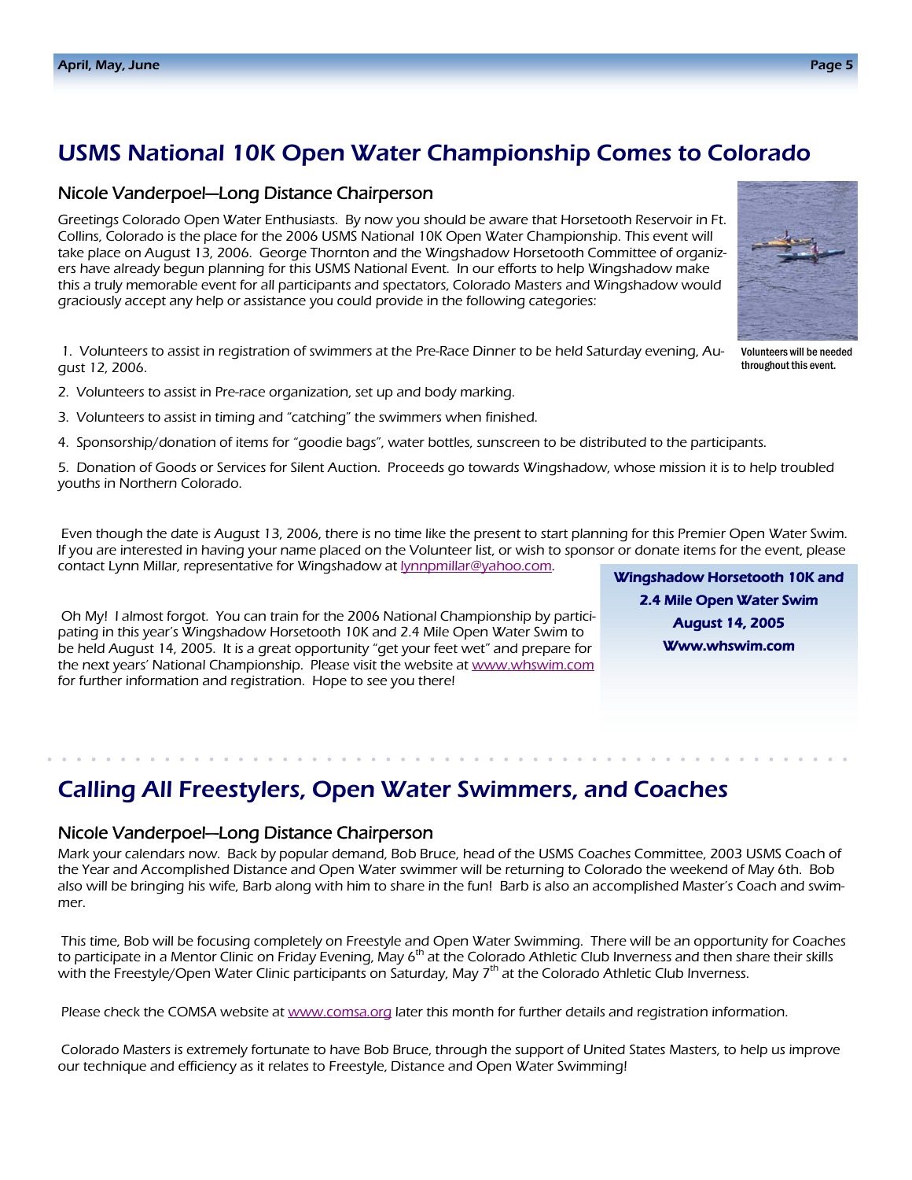# USMS National 10K Open Water Championship Comes to Colorado

## Nicole Vanderpoel—Long Distance Chairperson

Greetings Colorado Open Water Enthusiasts. By now you should be aware that Horsetooth Reservoir in Ft. Collins, Colorado is the place for the 2006 USMS National 10K Open Water Championship. This event will take place on August 13, 2006. George Thornton and the Wingshadow Horsetooth Committee of organizers have already begun planning for this USMS National Event. In our efforts to help Wingshadow make this a truly memorable event for all participants and spectators, Colorado Masters and Wingshadow would graciously accept any help or assistance you could provide in the following categories:

Volunteers will be needed throughout this event.

1. Volunteers to assist in registration of swimmers at the Pre-Race Dinner to be held Saturday evening, August 12, 2006.
2. Volunteers to assist in Pre-race organization, set up and body marking.
3. Volunteers to assist in timing and "catching" the swimmers when finished.
4. Sponsorship/donation of items for "goodie bags", water bottles, sunscreen to be distributed to the participants.
5. Donation of Goods or Services for Silent Auction. Proceeds go towards Wingshadow, whose mission it is to help troubled youths in Northern Colorado.

Even though the date is August 13, 2006, there is no time like the present to start planning for this Premier Open Water Swim. If you are interested in having your name placed on the Volunteer list, or wish to sponsor or donate items for the event, please contact Lynn Millar, representative for Wingshadow at lynnpmillar@yahoo.com.

Oh My! I almost forgot. You can train for the 2006 National Championship by participating in this year's Wingshadow Horsetooth 10K and 2.4 Mile Open Water Swim to be held August 14, 2005. It is a great opportunity "get your feet wet" and prepare for the next years' National Championship. Please visit the website at www.whswim.com for further information and registration. Hope to see you there!

**Wingshadow Horsetooth 10K and 2.4 Mile Open Water Swim**
**August 14, 2005**
**Www.whswim.com**

# Calling All Freestylers, Open Water Swimmers, and Coaches

## Nicole Vanderpoel—Long Distance Chairperson

Mark your calendars now. Back by popular demand, Bob Bruce, head of the USMS Coaches Committee, 2003 USMS Coach of the Year and Accomplished Distance and Open Water swimmer will be returning to Colorado the weekend of May 6th. Bob also will be bringing his wife, Barb along with him to share in the fun! Barb is also an accomplished Master's Coach and swimmer.

This time, Bob will be focusing completely on Freestyle and Open Water Swimming. There will be an opportunity for Coaches to participate in a Mentor Clinic on Friday Evening, May 6th at the Colorado Athletic Club Inverness and then share their skills with the Freestyle/Open Water Clinic participants on Saturday, May 7th at the Colorado Athletic Club Inverness.

Please check the COMSA website at www.comsa.org later this month for further details and registration information.

Colorado Masters is extremely fortunate to have Bob Bruce, through the support of United States Masters, to help us improve our technique and efficiency as it relates to Freestyle, Distance and Open Water Swimming!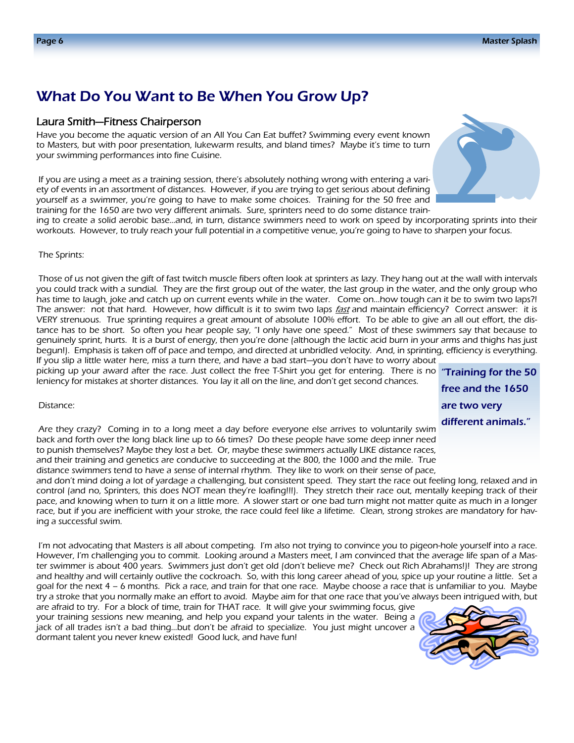# What Do You Want to Be When You Grow Up?

## Laura Smith—Fitness Chairperson

*Have you become the aquatic version of an All You Can Eat buffet? Swimming every event known to Masters, but with poor presentation, lukewarm results, and bland times? Maybe it's time to turn your swimming performances into fine Cuisine.*

If you are using a meet as a training session, there's absolutely nothing wrong with entering a variety of events in an assortment of distances. However, if you are trying to get serious about defining yourself as a swimmer, you're going to have to make some choices. Training for the 50 free and training for the 1650 are two very different animals. Sure, sprinters need to do some distance training to create a solid aerobic base...and, in turn, distance swimmers need to work on speed by incorporating sprints into their workouts. However, to truly reach your full potential in a competitive venue, you're going to have to sharpen your focus.

The Sprints:

Those of us not given the gift of fast twitch muscle fibers often look at sprinters as lazy. They hang out at the wall with intervals you could track with a sundial. They are the first group out of the water, the last group in the water, and the only group who has time to laugh, joke and catch up on current events while in the water. Come on...how tough can it be to swim two laps?! The answer: not that hard. However, how difficult is it to swim two laps *fast* and maintain efficiency? Correct answer: it is VERY strenuous. True sprinting requires a great amount of absolute 100% effort. To be able to give an all out effort, the distance has to be short. So often you hear people say, "I only have one speed." Most of these swimmers say that because to genuinely sprint, hurts. It is a burst of energy, then you're done (although the lactic acid burn in your arms and thighs has just begun!). Emphasis is taken off of pace and tempo, and directed at unbridled velocity. And, in sprinting, efficiency is everything. If you slip a little water here, miss a turn there, and have a bad start—you don't have to worry about picking up your award after the race. Just collect the free T-Shirt you get for entering. There is no leniency for mistakes at shorter distances. You lay it all on the line, and don't get second chances.

**"Training for the 50 free and the 1650 are two very different animals."**

Distance:

Are they crazy? Coming in to a long meet a day before everyone else arrives to voluntarily swim back and forth over the long black line up to 66 times? Do these people have some deep inner need to punish themselves? Maybe they lost a bet. Or, maybe these swimmers actually LIKE distance races, and their training and genetics are conducive to succeeding at the 800, the 1000 and the mile. True distance swimmers tend to have a sense of internal rhythm. They like to work on their sense of pace, and don't mind doing a lot of yardage a challenging, but consistent speed. They start the race out feeling long, relaxed and in control (and no, Sprinters, this does NOT mean they're loafing!!!). They stretch their race out, mentally keeping track of their pace, and knowing when to turn it on a little more. A slower start or one bad turn might not matter quite as much in a longer race, but if you are inefficient with your stroke, the race could feel like a lifetime. Clean, strong strokes are mandatory for having a successful swim.

I'm not advocating that Masters is all about competing. I'm also not trying to convince you to pigeon-hole yourself into a race. However, I'm challenging you to commit. Looking around a Masters meet, I am convinced that the average life span of a Master swimmer is about 400 years. Swimmers just don't get old (don't believe me? Check out Rich Abrahams!)! They are strong and healthy and will certainly outlive the cockroach. So, with this long career ahead of you, spice up your routine a little. Set a goal for the next 4 – 6 months. Pick a race, and train for that one race. Maybe choose a race that is unfamiliar to you. Maybe try a stroke that you normally make an effort to avoid. Maybe aim for that one race that you've always been intrigued with, but are afraid to try. For a block of time, train for THAT race. It will give your swimming focus, give your training sessions new meaning, and help you expand your talents in the water. Being a jack of all trades isn't a bad thing...but don't be afraid to specialize. You just might uncover a dormant talent you never knew existed! Good luck, and have fun!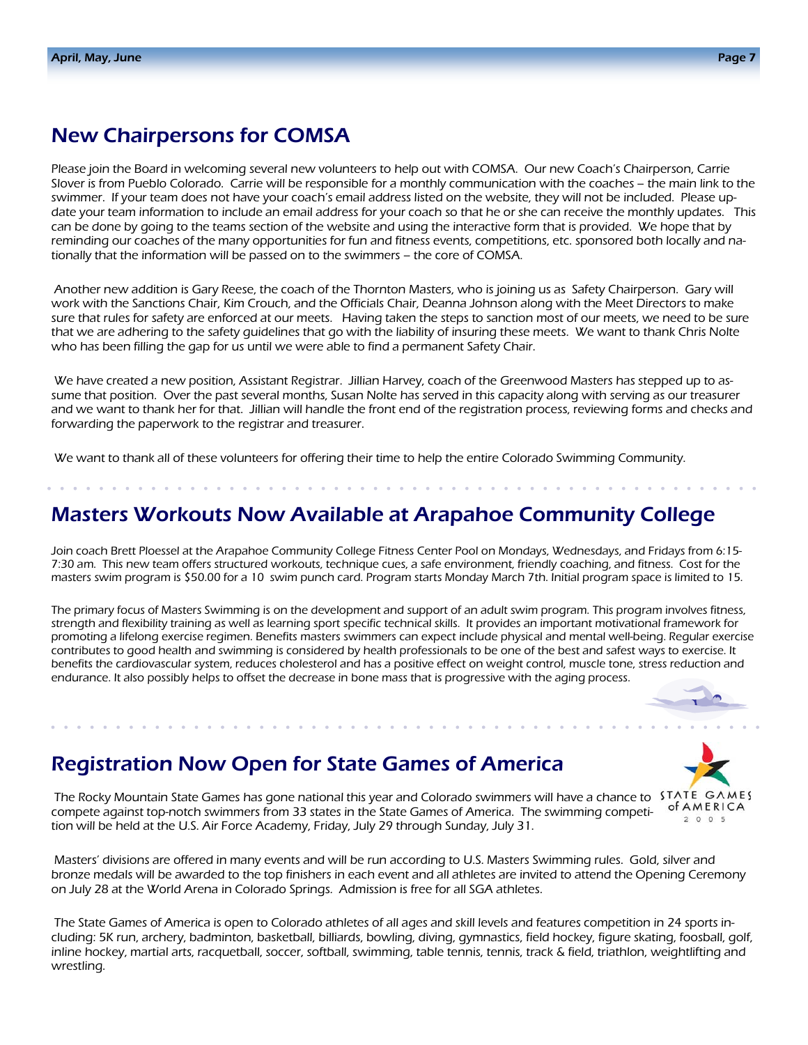## New Chairpersons for COMSA

Please join the Board in welcoming several new volunteers to help out with COMSA. Our new Coach's Chairperson, Carrie Slover is from Pueblo Colorado. Carrie will be responsible for a monthly communication with the coaches – the main link to the swimmer. If your team does not have your coach's email address listed on the website, they will not be included. Please update your team information to include an email address for your coach so that he or she can receive the monthly updates. This can be done by going to the teams section of the website and using the interactive form that is provided. We hope that by reminding our coaches of the many opportunities for fun and fitness events, competitions, etc. sponsored both locally and nationally that the information will be passed on to the swimmers – the core of COMSA.

Another new addition is Gary Reese, the coach of the Thornton Masters, who is joining us as Safety Chairperson. Gary will work with the Sanctions Chair, Kim Crouch, and the Officials Chair, Deanna Johnson along with the Meet Directors to make sure that rules for safety are enforced at our meets. Having taken the steps to sanction most of our meets, we need to be sure that we are adhering to the safety guidelines that go with the liability of insuring these meets. We want to thank Chris Nolte who has been filling the gap for us until we were able to find a permanent Safety Chair.

We have created a new position, Assistant Registrar. Jillian Harvey, coach of the Greenwood Masters has stepped up to assume that position. Over the past several months, Susan Nolte has served in this capacity along with serving as our treasurer and we want to thank her for that. Jillian will handle the front end of the registration process, reviewing forms and checks and forwarding the paperwork to the registrar and treasurer.

We want to thank all of these volunteers for offering their time to help the entire Colorado Swimming Community.

## Masters Workouts Now Available at Arapahoe Community College

Join coach Brett Ploessel at the Arapahoe Community College Fitness Center Pool on Mondays, Wednesdays, and Fridays from 6:15-7:30 am. This new team offers structured workouts, technique cues, a safe environment, friendly coaching, and fitness. Cost for the masters swim program is $50.00 for a 10 swim punch card. Program starts Monday March 7th. Initial program space is limited to 15.

The primary focus of Masters Swimming is on the development and support of an adult swim program. This program involves fitness, strength and flexibility training as well as learning sport specific technical skills. It provides an important motivational framework for promoting a lifelong exercise regimen. Benefits masters swimmers can expect include physical and mental well-being. Regular exercise contributes to good health and swimming is considered by health professionals to be one of the best and safest ways to exercise. It benefits the cardiovascular system, reduces cholesterol and has a positive effect on weight control, muscle tone, stress reduction and endurance. It also possibly helps to offset the decrease in bone mass that is progressive with the aging process.

## Registration Now Open for State Games of America

The Rocky Mountain State Games has gone national this year and Colorado swimmers will have a chance to compete against top-notch swimmers from 33 states in the State Games of America. The swimming competition will be held at the U.S. Air Force Academy, Friday, July 29 through Sunday, July 31.

Masters' divisions are offered in many events and will be run according to U.S. Masters Swimming rules. Gold, silver and bronze medals will be awarded to the top finishers in each event and all athletes are invited to attend the Opening Ceremony on July 28 at the World Arena in Colorado Springs. Admission is free for all SGA athletes.

The State Games of America is open to Colorado athletes of all ages and skill levels and features competition in 24 sports including: 5K run, archery, badminton, basketball, billiards, bowling, diving, gymnastics, field hockey, figure skating, foosball, golf, inline hockey, martial arts, racquetball, soccer, softball, swimming, table tennis, tennis, track & field, triathlon, weightlifting and wrestling.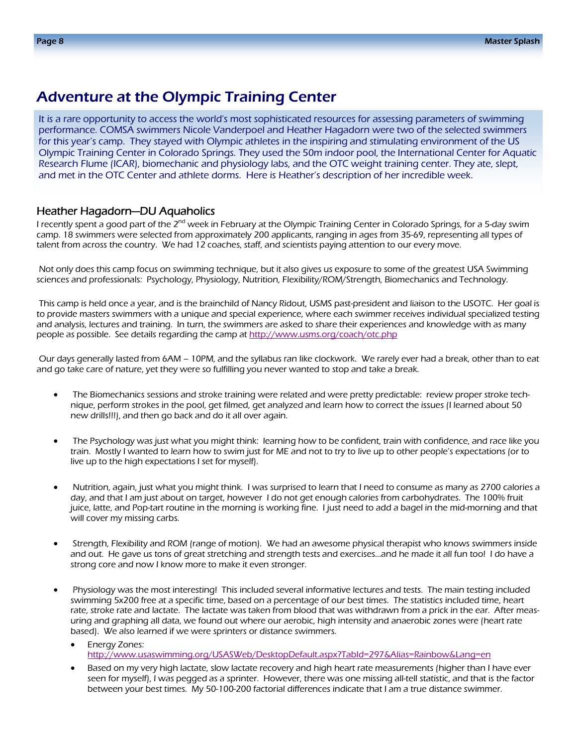# Adventure at the Olympic Training Center

It is a rare opportunity to access the world's most sophisticated resources for assessing parameters of swimming performance. COMSA swimmers Nicole Vanderpoel and Heather Hagadorn were two of the selected swimmers for this year's camp. They stayed with Olympic athletes in the inspiring and stimulating environment of the US Olympic Training Center in Colorado Springs. They used the 50m indoor pool, the International Center for Aquatic Research Flume (ICAR), biomechanic and physiology labs, and the OTC weight training center. They ate, slept, and met in the OTC Center and athlete dorms. Here is Heather's description of her incredible week.

## Heather Hagadorn—DU Aquaholics

I recently spent a good part of the 2nd week in February at the Olympic Training Center in Colorado Springs, for a 5-day swim camp. 18 swimmers were selected from approximately 200 applicants, ranging in ages from 35-69, representing all types of talent from across the country. We had 12 coaches, staff, and scientists paying attention to our every move.

Not only does this camp focus on swimming technique, but it also gives us exposure to some of the greatest USA Swimming sciences and professionals: Psychology, Physiology, Nutrition, Flexibility/ROM/Strength, Biomechanics and Technology.

This camp is held once a year, and is the brainchild of Nancy Ridout, USMS past-president and liaison to the USOTC. Her goal is to provide masters swimmers with a unique and special experience, where each swimmer receives individual specialized testing and analysis, lectures and training. In turn, the swimmers are asked to share their experiences and knowledge with as many people as possible. See details regarding the camp at http://www.usms.org/coach/otc.php

Our days generally lasted from 6AM – 10PM, and the syllabus ran like clockwork. We rarely ever had a break, other than to eat and go take care of nature, yet they were so fulfilling you never wanted to stop and take a break.

- The Biomechanics sessions and stroke training were related and were pretty predictable: review proper stroke technique, perform strokes in the pool, get filmed, get analyzed and learn how to correct the issues (I learned about 50 new drills!!!), and then go back and do it all over again.
- The Psychology was just what you might think: learning how to be confident, train with confidence, and race like you train. Mostly I wanted to learn how to swim just for ME and not to try to live up to other people's expectations (or to live up to the high expectations I set for myself).
- Nutrition, again, just what you might think. I was surprised to learn that I need to consume as many as 2700 calories a day, and that I am just about on target, however I do not get enough calories from carbohydrates. The 100% fruit juice, latte, and Pop-tart routine in the morning is working fine. I just need to add a bagel in the mid-morning and that will cover my missing carbs.
- Strength, Flexibility and ROM (range of motion). We had an awesome physical therapist who knows swimmers inside and out. He gave us tons of great stretching and strength tests and exercises…and he made it all fun too! I do have a strong core and now I know more to make it even stronger.
- Physiology was the most interesting! This included several informative lectures and tests. The main testing included swimming 5x200 free at a specific time, based on a percentage of our best times. The statistics included time, heart rate, stroke rate and lactate. The lactate was taken from blood that was withdrawn from a prick in the ear. After measuring and graphing all data, we found out where our aerobic, high intensity and anaerobic zones were (heart rate based). We also learned if we were sprinters or distance swimmers.
  - Energy Zones: http://www.usaswimming.org/USASWeb/DesktopDefault.aspx?TabId=297&Alias=Rainbow&Lang=en
  - Based on my very high lactate, slow lactate recovery and high heart rate measurements (higher than I have ever seen for myself), I was pegged as a sprinter. However, there was one missing all-tell statistic, and that is the factor between your best times. My 50-100-200 factorial differences indicate that I am a true distance swimmer.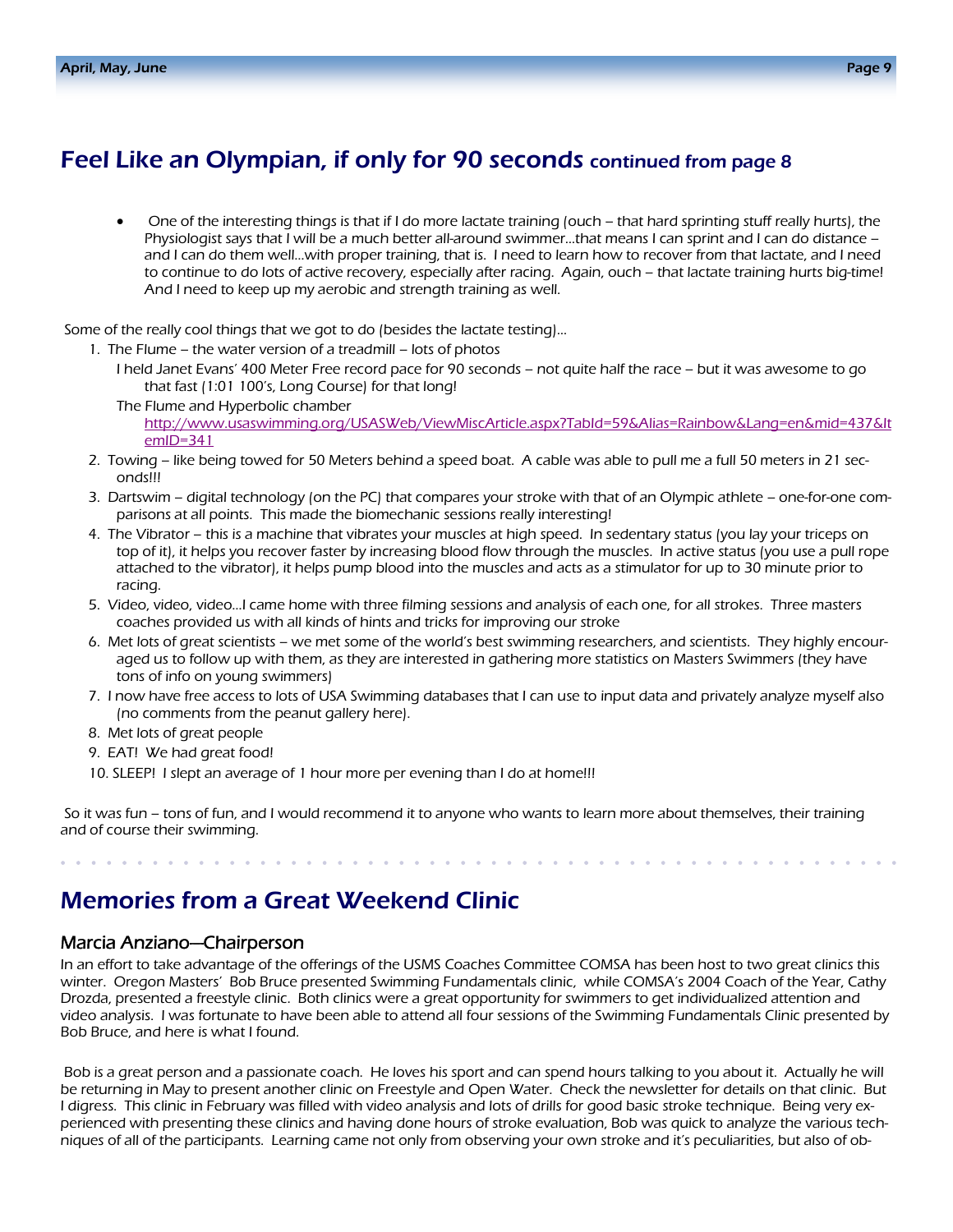# Feel Like an Olympian, if only for 90 seconds continued from page 8

- One of the interesting things is that if I do more lactate training (ouch – that hard sprinting stuff really hurts), the Physiologist says that I will be a much better all-around swimmer…that means I can sprint and I can do distance – and I can do them well…with proper training, that is. I need to learn how to recover from that lactate, and I need to continue to do lots of active recovery, especially after racing. Again, ouch – that lactate training hurts big-time! And I need to keep up my aerobic and strength training as well.

Some of the really cool things that we got to do (besides the lactate testing)…

1. The Flume – the water version of a treadmill – lots of photos
   I held Janet Evans' 400 Meter Free record pace for 90 seconds – not quite half the race – but it was awesome to go that fast (1:01 100's, Long Course) for that long!
   The Flume and Hyperbolic chamber
   http://www.usaswimming.org/USASWeb/ViewMiscArticle.aspx?TabId=59&Alias=Rainbow&Lang=en&mid=437&ItemID=341
2. Towing – like being towed for 50 Meters behind a speed boat. A cable was able to pull me a full 50 meters in 21 seconds!!!
3. Dartswim – digital technology (on the PC) that compares your stroke with that of an Olympic athlete – one-for-one comparisons at all points. This made the biomechanic sessions really interesting!
4. The Vibrator – this is a machine that vibrates your muscles at high speed. In sedentary status (you lay your triceps on top of it), it helps you recover faster by increasing blood flow through the muscles. In active status (you use a pull rope attached to the vibrator), it helps pump blood into the muscles and acts as a stimulator for up to 30 minute prior to racing.
5. Video, video, video…I came home with three filming sessions and analysis of each one, for all strokes. Three masters coaches provided us with all kinds of hints and tricks for improving our stroke
6. Met lots of great scientists – we met some of the world's best swimming researchers, and scientists. They highly encouraged us to follow up with them, as they are interested in gathering more statistics on Masters Swimmers (they have tons of info on young swimmers)
7. I now have free access to lots of USA Swimming databases that I can use to input data and privately analyze myself also (no comments from the peanut gallery here).
8. Met lots of great people
9. EAT! We had great food!
10. SLEEP! I slept an average of 1 hour more per evening than I do at home!!!

So it was fun – tons of fun, and I would recommend it to anyone who wants to learn more about themselves, their training and of course their swimming.

# Memories from a Great Weekend Clinic

## Marcia Anziano—Chairperson

In an effort to take advantage of the offerings of the USMS Coaches Committee COMSA has been host to two great clinics this winter. Oregon Masters' Bob Bruce presented Swimming Fundamentals clinic, while COMSA's 2004 Coach of the Year, Cathy Drozda, presented a freestyle clinic. Both clinics were a great opportunity for swimmers to get individualized attention and video analysis. I was fortunate to have been able to attend all four sessions of the Swimming Fundamentals Clinic presented by Bob Bruce, and here is what I found.

Bob is a great person and a passionate coach. He loves his sport and can spend hours talking to you about it. Actually he will be returning in May to present another clinic on Freestyle and Open Water. Check the newsletter for details on that clinic. But I digress. This clinic in February was filled with video analysis and lots of drills for good basic stroke technique. Being very experienced with presenting these clinics and having done hours of stroke evaluation, Bob was quick to analyze the various techniques of all of the participants. Learning came not only from observing your own stroke and it's peculiarities, but also of ob-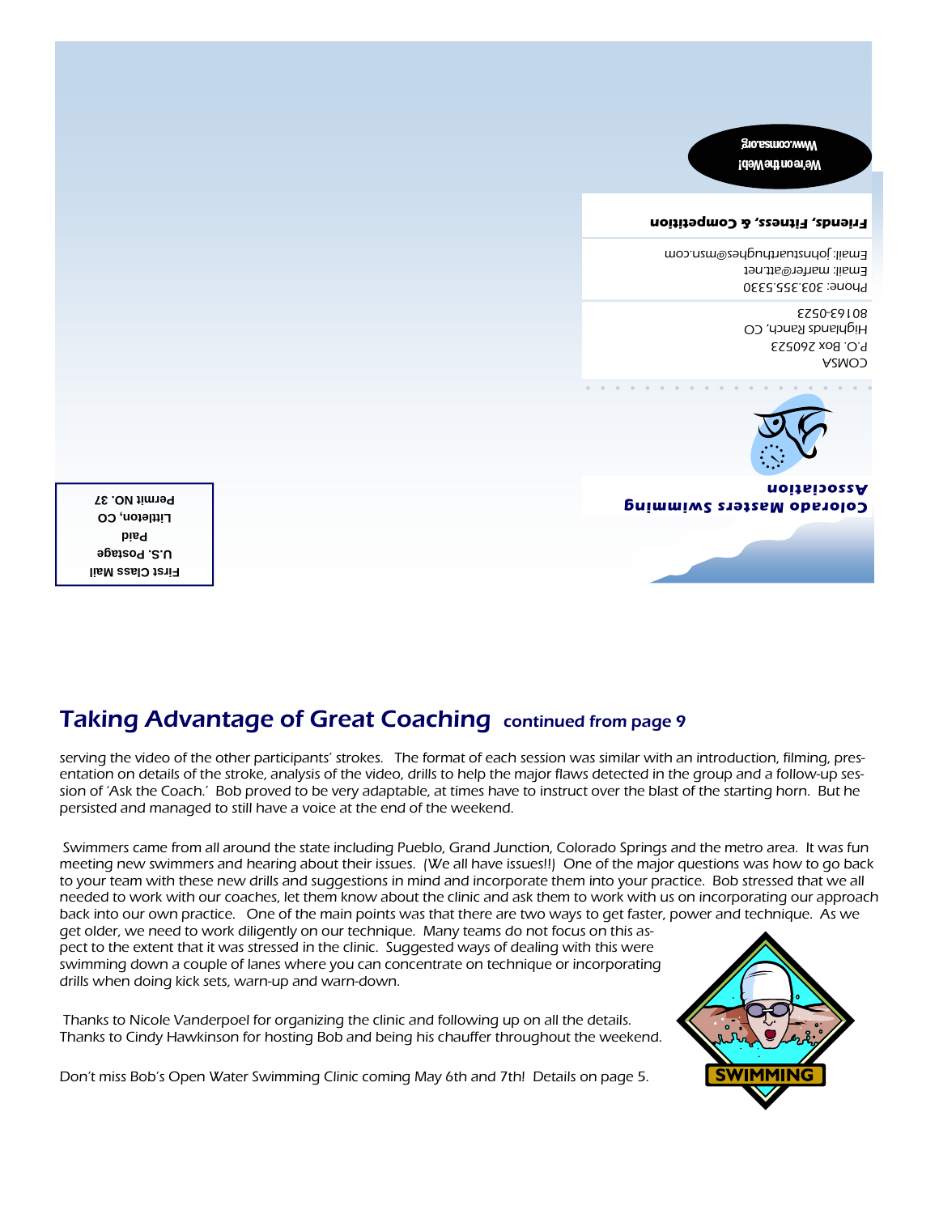Colorado Masters Swimming Association

COMSA
P.O. Box 260523
Highlands Ranch, CO
80163-0523

Phone: 303.355.5330
Email: marfer@att.net
Email: johnstuarthughes@msn.com

Friends, Fitness, & Competition

We're on the Web!
Www.comsa.org

First Class Mail
U.S. Postage
Paid
Littleton, CO
Permit NO. 37

## Taking Advantage of Great Coaching continued from page 9

serving the video of the other participants' strokes. The format of each session was similar with an introduction, filming, presentation on details of the stroke, analysis of the video, drills to help the major flaws detected in the group and a follow-up session of 'Ask the Coach.' Bob proved to be very adaptable, at times have to instruct over the blast of the starting horn. But he persisted and managed to still have a voice at the end of the weekend.

Swimmers came from all around the state including Pueblo, Grand Junction, Colorado Springs and the metro area. It was fun meeting new swimmers and hearing about their issues. (We all have issues!!) One of the major questions was how to go back to your team with these new drills and suggestions in mind and incorporate them into your practice. Bob stressed that we all needed to work with our coaches, let them know about the clinic and ask them to work with us on incorporating our approach back into our own practice. One of the main points was that there are two ways to get faster, power and technique. As we get older, we need to work diligently on our technique. Many teams do not focus on this aspect to the extent that it was stressed in the clinic. Suggested ways of dealing with this were swimming down a couple of lanes where you can concentrate on technique or incorporating drills when doing kick sets, warm-up and warm-down.

Thanks to Nicole Vanderpoel for organizing the clinic and following up on all the details. Thanks to Cindy Hawkinson for hosting Bob and being his chauffer throughout the weekend.

Don't miss Bob's Open Water Swimming Clinic coming May 6th and 7th! Details on page 5.

SWIMMING